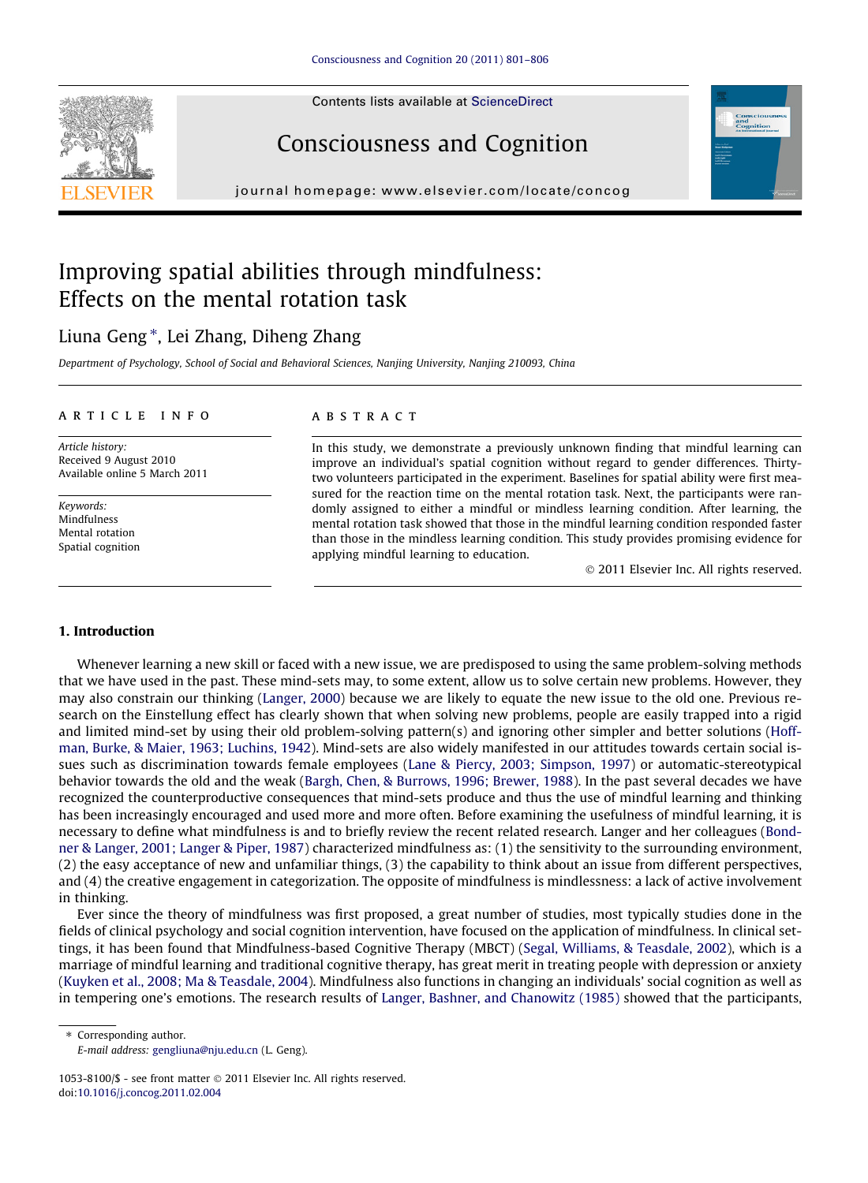# Improving spatial abilities through mindfulness: Effects on the mental rotation task

Liuna Geng *, Lei Zhang, Diheng Zhang

*Department of Psychology, School of Social and Behavioral Sciences, Nanjing University, Nanjing 210093, China*

**ARTICLE INFO**

*Article history:*
Received 9 August 2010
Available online 5 March 2011

*Keywords:*
Mindfulness
Mental rotation
Spatial cognition

**ABSTRACT**

In this study, we demonstrate a previously unknown finding that mindful learning can improve an individual's spatial cognition without regard to gender differences. Thirty-two volunteers participated in the experiment. Baselines for spatial ability were first measured for the reaction time on the mental rotation task. Next, the participants were randomly assigned to either a mindful or mindless learning condition. After learning, the mental rotation task showed that those in the mindful learning condition responded faster than those in the mindless learning condition. This study provides promising evidence for applying mindful learning to education.

© 2011 Elsevier Inc. All rights reserved.

## 1. Introduction

Whenever learning a new skill or faced with a new issue, we are predisposed to using the same problem-solving methods that we have used in the past. These mind-sets may, to some extent, allow us to solve certain new problems. However, they may also constrain our thinking (Langer, 2000) because we are likely to equate the new issue to the old one. Previous research on the Einstellung effect has clearly shown that when solving new problems, people are easily trapped into a rigid and limited mind-set by using their old problem-solving pattern(s) and ignoring other simpler and better solutions (Hoffman, Burke, & Maier, 1963; Luchins, 1942). Mind-sets are also widely manifested in our attitudes towards certain social issues such as discrimination towards female employees (Lane & Piercy, 2003; Simpson, 1997) or automatic-stereotypical behavior towards the old and the weak (Bargh, Chen, & Burrows, 1996; Brewer, 1988). In the past several decades we have recognized the counterproductive consequences that mind-sets produce and thus the use of mindful learning and thinking has been increasingly encouraged and used more and more often. Before examining the usefulness of mindful learning, it is necessary to define what mindfulness is and to briefly review the recent related research. Langer and her colleagues (Bondner & Langer, 2001; Langer & Piper, 1987) characterized mindfulness as: (1) the sensitivity to the surrounding environment, (2) the easy acceptance of new and unfamiliar things, (3) the capability to think about an issue from different perspectives, and (4) the creative engagement in categorization. The opposite of mindfulness is mindlessness: a lack of active involvement in thinking.

Ever since the theory of mindfulness was first proposed, a great number of studies, most typically studies done in the fields of clinical psychology and social cognition intervention, have focused on the application of mindfulness. In clinical settings, it has been found that Mindfulness-based Cognitive Therapy (MBCT) (Segal, Williams, & Teasdale, 2002), which is a marriage of mindful learning and traditional cognitive therapy, has great merit in treating people with depression or anxiety (Kuyken et al., 2008; Ma & Teasdale, 2004). Mindfulness also functions in changing an individuals' social cognition as well as in tempering one's emotions. The research results of Langer, Bashner, and Chanowitz (1985) showed that the participants,

---

* Corresponding author.
*E-mail address:* gengliuna@nju.edu.cn (L. Geng).

1053-8100/$ - see front matter © 2011 Elsevier Inc. All rights reserved.
doi:10.1016/j.concog.2011.02.004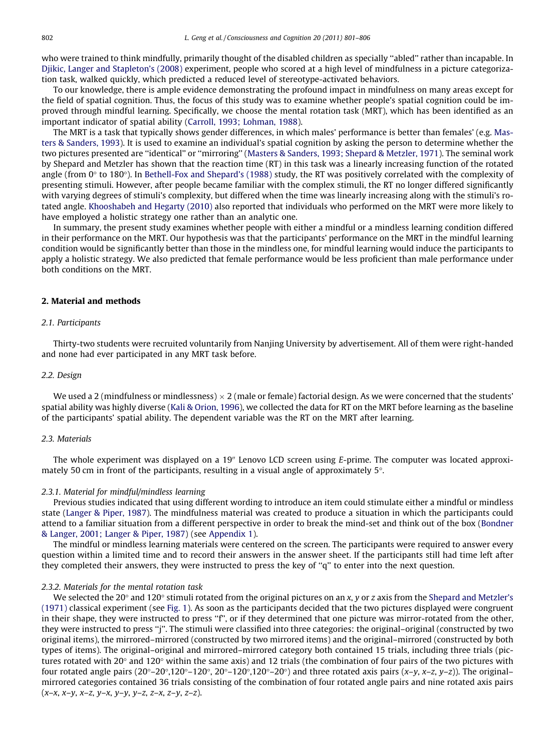who were trained to think mindfully, primarily thought of the disabled children as specially ''abled'' rather than incapable. In Djikic, Langer and Stapleton's (2008) experiment, people who scored at a high level of mindfulness in a picture categorization task, walked quickly, which predicted a reduced level of stereotype-activated behaviors.

To our knowledge, there is ample evidence demonstrating the profound impact in mindfulness on many areas except for the field of spatial cognition. Thus, the focus of this study was to examine whether people's spatial cognition could be improved through mindful learning. Specifically, we choose the mental rotation task (MRT), which has been identified as an important indicator of spatial ability (Carroll, 1993; Lohman, 1988).

The MRT is a task that typically shows gender differences, in which males' performance is better than females' (e.g. Masters & Sanders, 1993). It is used to examine an individual's spatial cognition by asking the person to determine whether the two pictures presented are ''identical'' or ''mirroring'' (Masters & Sanders, 1993; Shepard & Metzler, 1971). The seminal work by Shepard and Metzler has shown that the reaction time (RT) in this task was a linearly increasing function of the rotated angle (from 0° to 180°). In Bethell-Fox and Shepard's (1988) study, the RT was positively correlated with the complexity of presenting stimuli. However, after people became familiar with the complex stimuli, the RT no longer differed significantly with varying degrees of stimuli's complexity, but differed when the time was linearly increasing along with the stimuli's rotated angle. Khooshabeh and Hegarty (2010) also reported that individuals who performed on the MRT were more likely to have employed a holistic strategy one rather than an analytic one.

In summary, the present study examines whether people with either a mindful or a mindless learning condition differed in their performance on the MRT. Our hypothesis was that the participants' performance on the MRT in the mindful learning condition would be significantly better than those in the mindless one, for mindful learning would induce the participants to apply a holistic strategy. We also predicted that female performance would be less proficient than male performance under both conditions on the MRT.

## 2. Material and methods

### 2.1. Participants

Thirty-two students were recruited voluntarily from Nanjing University by advertisement. All of them were right-handed and none had ever participated in any MRT task before.

### 2.2. Design

We used a 2 (mindfulness or mindlessness) × 2 (male or female) factorial design. As we were concerned that the students' spatial ability was highly diverse (Kali & Orion, 1996), we collected the data for RT on the MRT before learning as the baseline of the participants' spatial ability. The dependent variable was the RT on the MRT after learning.

### 2.3. Materials

The whole experiment was displayed on a 19″ Lenovo LCD screen using *E*-prime. The computer was located approximately 50 cm in front of the participants, resulting in a visual angle of approximately 5°.

#### 2.3.1. Material for mindful/mindless learning

Previous studies indicated that using different wording to introduce an item could stimulate either a mindful or mindless state (Langer & Piper, 1987). The mindfulness material was created to produce a situation in which the participants could attend to a familiar situation from a different perspective in order to break the mind-set and think out of the box (Bondner & Langer, 2001; Langer & Piper, 1987) (see Appendix 1).

The mindful or mindless learning materials were centered on the screen. The participants were required to answer every question within a limited time and to record their answers in the answer sheet. If the participants still had time left after they completed their answers, they were instructed to press the key of ''q'' to enter into the next question.

#### 2.3.2. Materials for the mental rotation task

We selected the 20° and 120° stimuli rotated from the original pictures on an *x*, *y* or *z* axis from the Shepard and Metzler's (1971) classical experiment (see Fig. 1). As soon as the participants decided that the two pictures displayed were congruent in their shape, they were instructed to press ''f'', or if they determined that one picture was mirror-rotated from the other, they were instructed to press ''j''. The stimuli were classified into three categories: the original–original (constructed by two original items), the mirrored–mirrored (constructed by two mirrored items) and the original–mirrored (constructed by both types of items). The original–original and mirrored–mirrored category both contained 15 trials, including three trials (pictures rotated with 20° and 120° within the same axis) and 12 trials (the combination of four pairs of the two pictures with four rotated angle pairs (20°–20°,120°–120°, 20°–120°,120°–20°) and three rotated axis pairs (*x–y*, *x–z*, *y–z*)). The original–mirrored categories contained 36 trials consisting of the combination of four rotated angle pairs and nine rotated axis pairs (*x–x*, *x–y*, *x–z*, *y–x*, *y–y*, *y–z*, *z–x*, *z–y*, *z–z*).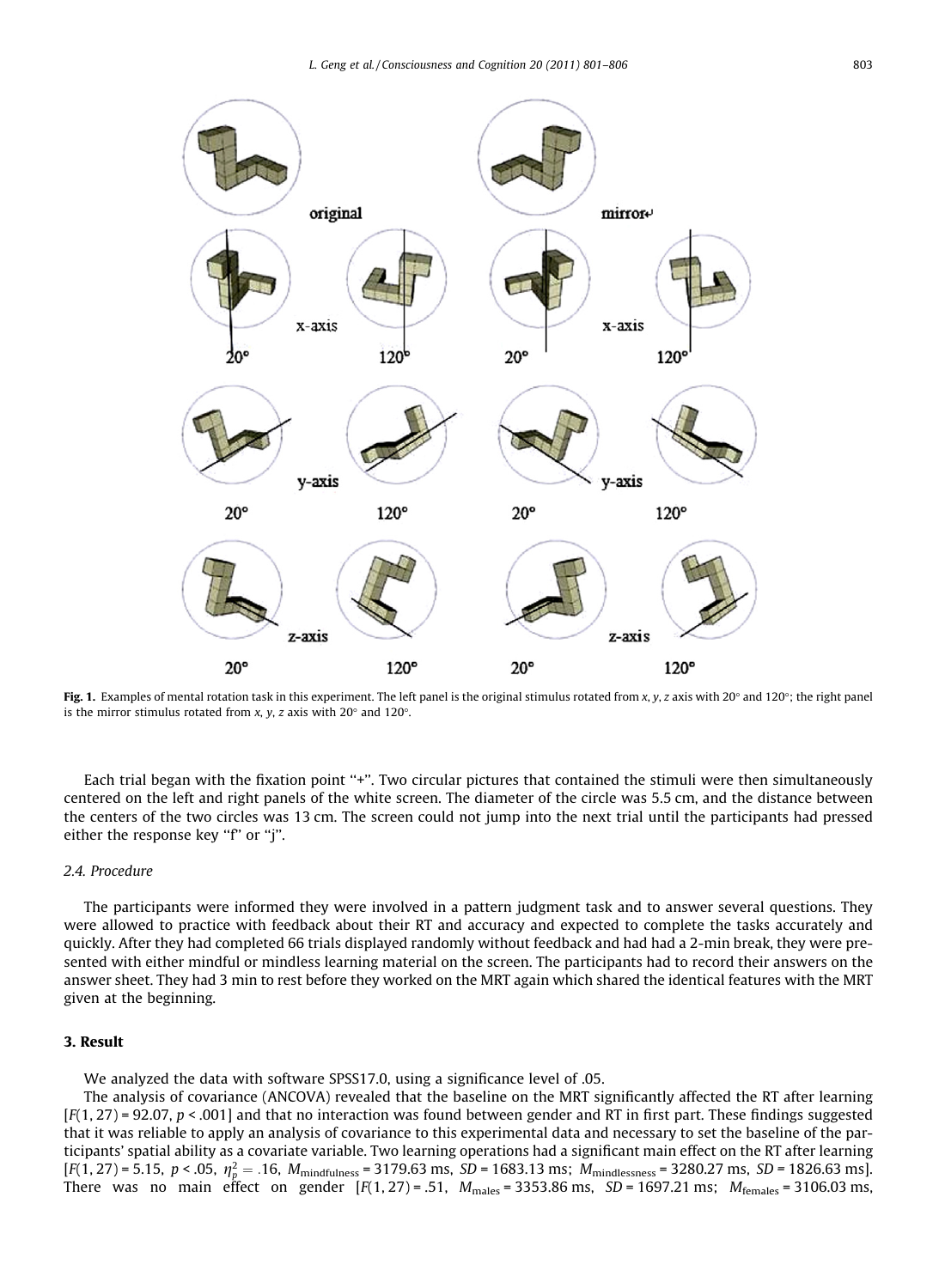**Fig. 1.** Examples of mental rotation task in this experiment. The left panel is the original stimulus rotated from *x*, *y*, *z* axis with 20° and 120°; the right panel is the mirror stimulus rotated from *x*, *y*, *z* axis with 20° and 120°.

Each trial began with the fixation point "+". Two circular pictures that contained the stimuli were then simultaneously centered on the left and right panels of the white screen. The diameter of the circle was 5.5 cm, and the distance between the centers of the two circles was 13 cm. The screen could not jump into the next trial until the participants had pressed either the response key "f" or "j".

### *2.4. Procedure*

The participants were informed they were involved in a pattern judgment task and to answer several questions. They were allowed to practice with feedback about their RT and accuracy and expected to complete the tasks accurately and quickly. After they had completed 66 trials displayed randomly without feedback and had had a 2-min break, they were presented with either mindful or mindless learning material on the screen. The participants had to record their answers on the answer sheet. They had 3 min to rest before they worked on the MRT again which shared the identical features with the MRT given at the beginning.

## 3. Result

We analyzed the data with software SPSS17.0, using a significance level of .05.

The analysis of covariance (ANCOVA) revealed that the baseline on the MRT significantly affected the RT after learning [$F(1, 27) = 92.07$, $p < .001$] and that no interaction was found between gender and RT in first part. These findings suggested that it was reliable to apply an analysis of covariance to this experimental data and necessary to set the baseline of the participants' spatial ability as a covariate variable. Two learning operations had a significant main effect on the RT after learning [$F(1, 27) = 5.15$, $p < .05$, $\eta_p^2 = .16$, $M_{\text{mindfulness}} = 3179.63$ ms, $SD = 1683.13$ ms; $M_{\text{mindlessness}} = 3280.27$ ms, $SD = 1826.63$ ms]. There was no main effect on gender [$F(1, 27) = .51$, $M_{\text{males}} = 3353.86$ ms, $SD = 1697.21$ ms; $M_{\text{females}} = 3106.03$ ms,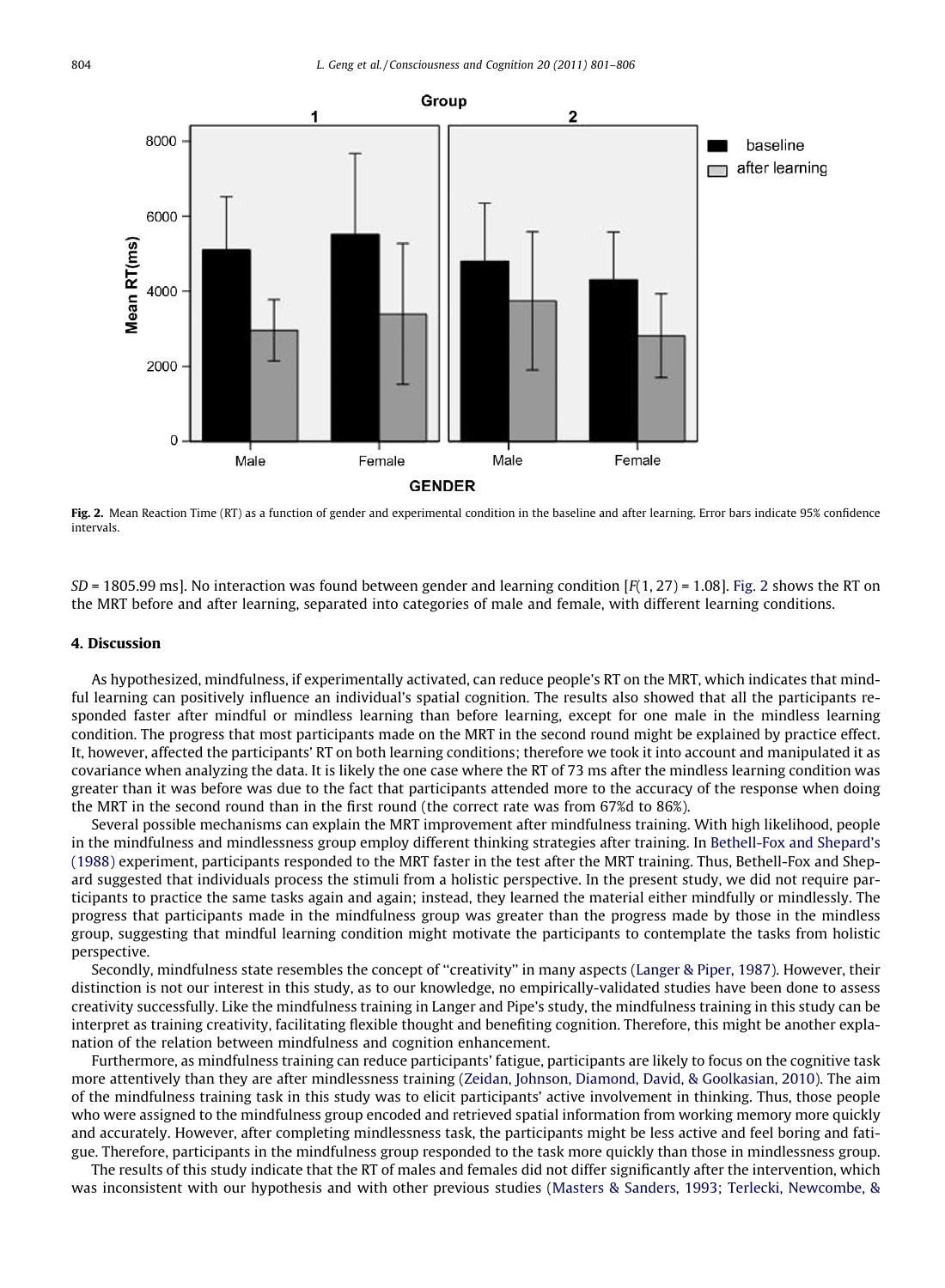Fig. 2. Mean Reaction Time (RT) as a function of gender and experimental condition in the baseline and after learning. Error bars indicate 95% confidence intervals.

*SD* = 1805.99 ms]. No interaction was found between gender and learning condition [$F(1, 27) = 1.08$]. Fig. 2 shows the RT on the MRT before and after learning, separated into categories of male and female, with different learning conditions.

## 4. Discussion

As hypothesized, mindfulness, if experimentally activated, can reduce people's RT on the MRT, which indicates that mindful learning can positively influence an individual's spatial cognition. The results also showed that all the participants responded faster after mindful or mindless learning than before learning, except for one male in the mindless learning condition. The progress that most participants made on the MRT in the second round might be explained by practice effect. It, however, affected the participants' RT on both learning conditions; therefore we took it into account and manipulated it as covariance when analyzing the data. It is likely the one case where the RT of 73 ms after the mindless learning condition was greater than it was before was due to the fact that participants attended more to the accuracy of the response when doing the MRT in the second round than in the first round (the correct rate was from 67%d to 86%).

Several possible mechanisms can explain the MRT improvement after mindfulness training. With high likelihood, people in the mindfulness and mindlessness group employ different thinking strategies after training. In Bethell-Fox and Shepard's (1988) experiment, participants responded to the MRT faster in the test after the MRT training. Thus, Bethell-Fox and Shepard suggested that individuals process the stimuli from a holistic perspective. In the present study, we did not require participants to practice the same tasks again and again; instead, they learned the material either mindfully or mindlessly. The progress that participants made in the mindfulness group was greater than the progress made by those in the mindless group, suggesting that mindful learning condition might motivate the participants to contemplate the tasks from holistic perspective.

Secondly, mindfulness state resembles the concept of "creativity" in many aspects (Langer & Piper, 1987). However, their distinction is not our interest in this study, as to our knowledge, no empirically-validated studies have been done to assess creativity successfully. Like the mindfulness training in Langer and Pipe's study, the mindfulness training in this study can be interpret as training creativity, facilitating flexible thought and benefiting cognition. Therefore, this might be another explanation of the relation between mindfulness and cognition enhancement.

Furthermore, as mindfulness training can reduce participants' fatigue, participants are likely to focus on the cognitive task more attentively than they are after mindlessness training (Zeidan, Johnson, Diamond, David, & Goolkasian, 2010). The aim of the mindfulness training task in this study was to elicit participants' active involvement in thinking. Thus, those people who were assigned to the mindfulness group encoded and retrieved spatial information from working memory more quickly and accurately. However, after completing mindlessness training, the participants might be less active and feel boring and fatigue. Therefore, participants in the mindfulness group responded to the task more quickly than those in mindlessness group.

The results of this study indicate that the RT of males and females did not differ significantly after the intervention, which was inconsistent with our hypothesis and with other previous studies (Masters & Sanders, 1993; Terlecki, Newcombe, &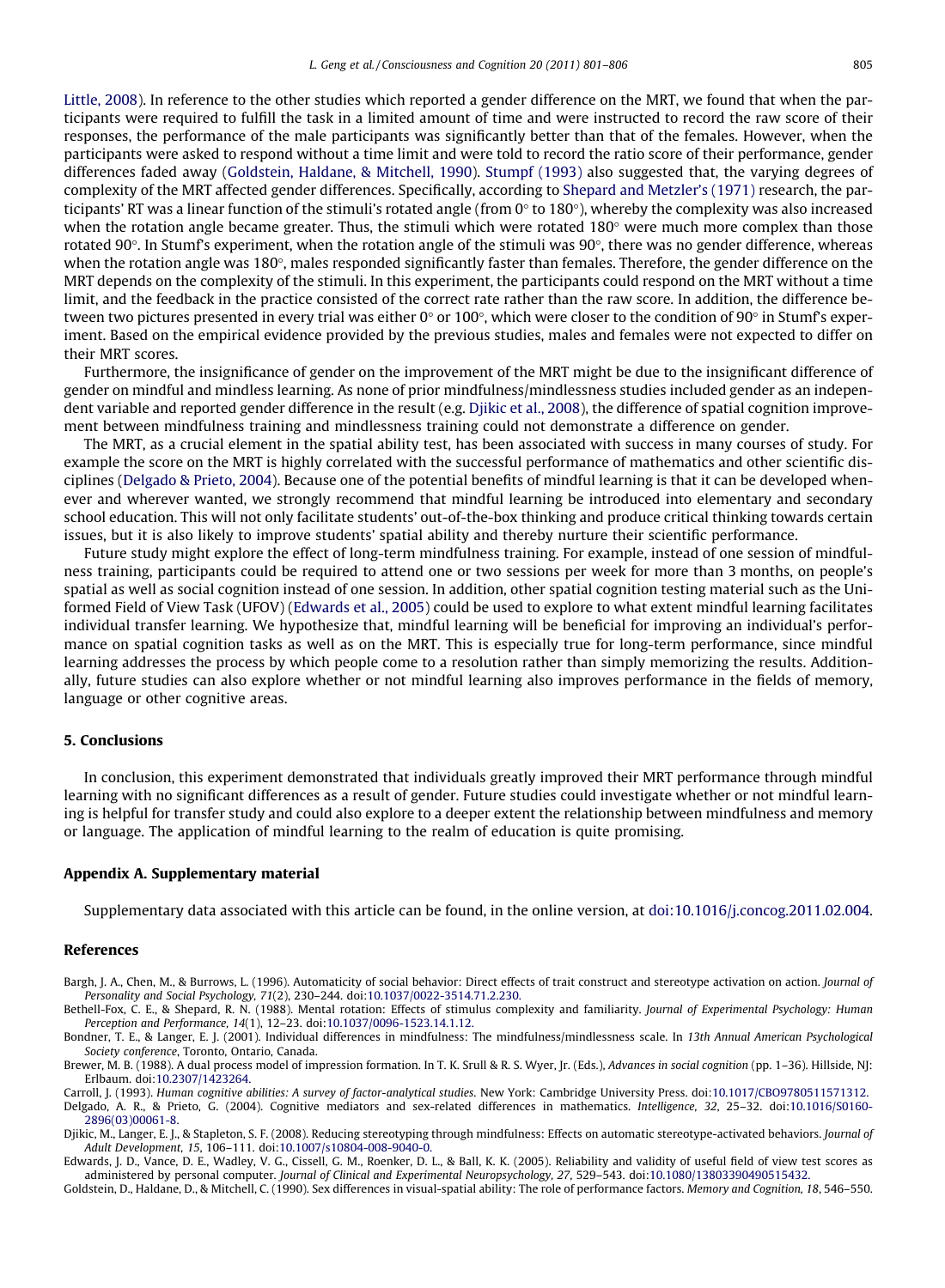Little, 2008). In reference to the other studies which reported a gender difference on the MRT, we found that when the participants were required to fulfill the task in a limited amount of time and were instructed to record the raw score of their responses, the performance of the male participants was significantly better than that of the females. However, when the participants were asked to respond without a time limit and were told to record the ratio score of their performance, gender differences faded away (Goldstein, Haldane, & Mitchell, 1990). Stumpf (1993) also suggested that, the varying degrees of complexity of the MRT affected gender differences. Specifically, according to Shepard and Metzler's (1971) research, the participants' RT was a linear function of the stimuli's rotated angle (from 0° to 180°), whereby the complexity was also increased when the rotation angle became greater. Thus, the stimuli which were rotated 180° were much more complex than those rotated 90°. In Stumf's experiment, when the rotation angle of the stimuli was 90°, there was no gender difference, whereas when the rotation angle was 180°, males responded significantly faster than females. Therefore, the gender difference on the MRT depends on the complexity of the stimuli. In this experiment, the participants could respond on the MRT without a time limit, and the feedback in the practice consisted of the correct rate rather than the raw score. In addition, the difference between two pictures presented in every trial was either 0° or 100°, which were closer to the condition of 90° in Stumf's experiment. Based on the empirical evidence provided by the previous studies, males and females were not expected to differ on their MRT scores.

Furthermore, the insignificance of gender on the improvement of the MRT might be due to the insignificant difference of gender on mindful and mindless learning. As none of prior mindfulness/mindlessness studies included gender as an independent variable and reported gender difference in the result (e.g. Djikic et al., 2008), the difference of spatial cognition improvement between mindfulness training and mindlessness training could not demonstrate a difference on gender.

The MRT, as a crucial element in the spatial ability test, has been associated with success in many courses of study. For example the score on the MRT is highly correlated with the successful performance of mathematics and other scientific disciplines (Delgado & Prieto, 2004). Because one of the potential benefits of mindful learning is that it can be developed whenever and wherever wanted, we strongly recommend that mindful learning be introduced into elementary and secondary school education. This will not only facilitate students' out-of-the-box thinking and produce critical thinking towards certain issues, but it is also likely to improve students' spatial ability and thereby nurture their scientific performance.

Future study might explore the effect of long-term mindfulness training. For example, instead of one session of mindfulness training, participants could be required to attend one or two sessions per week for more than 3 months, on people's spatial as well as social cognition instead of one session. In addition, other spatial cognition testing material such as the Uniformed Field of View Task (UFOV) (Edwards et al., 2005) could be used to explore to what extent mindful learning facilitates individual transfer learning. We hypothesize that, mindful learning will be beneficial for improving an individual's performance on spatial cognition tasks as well as on the MRT. This is especially true for long-term performance, since mindful learning addresses the process by which people come to a resolution rather than simply memorizing the results. Additionally, future studies can also explore whether or not mindful learning also improves performance in the fields of memory, language or other cognitive areas.

## 5. Conclusions

In conclusion, this experiment demonstrated that individuals greatly improved their MRT performance through mindful learning with no significant differences as a result of gender. Future studies could investigate whether or not mindful learning is helpful for transfer study and could also explore to a deeper extent the relationship between mindfulness and memory or language. The application of mindful learning to the realm of education is quite promising.

## Appendix A. Supplementary material

Supplementary data associated with this article can be found, in the online version, at doi:10.1016/j.concog.2011.02.004.

## References

Bargh, J. A., Chen, M., & Burrows, L. (1996). Automaticity of social behavior: Direct effects of trait construct and stereotype activation on action. *Journal of Personality and Social Psychology, 71*(2), 230–244. doi:10.1037/0022-3514.71.2.230.

Bethell-Fox, C. E., & Shepard, R. N. (1988). Mental rotation: Effects of stimulus complexity and familiarity. *Journal of Experimental Psychology: Human Perception and Performance, 14*(1), 12–23. doi:10.1037/0096-1523.14.1.12.

Bondner, T. E., & Langer, E. J. (2001). Individual differences in mindfulness: The mindfulness/mindlessness scale. In *13th Annual American Psychological Society conference*, Toronto, Ontario, Canada.

Brewer, M. B. (1988). A dual process model of impression formation. In T. K. Srull & R. S. Wyer, Jr. (Eds.), *Advances in social cognition* (pp. 1–36). Hillside, NJ: Erlbaum. doi:10.2307/1423264.

Carroll, J. (1993). *Human cognitive abilities: A survey of factor-analytical studies*. New York: Cambridge University Press. doi:10.1017/CBO9780511571312.

Delgado, A. R., & Prieto, G. (2004). Cognitive mediators and sex-related differences in mathematics. *Intelligence, 32*, 25–32. doi:10.1016/S0160-2896(03)00061-8.

Djikic, M., Langer, E. J., & Stapleton, S. F. (2008). Reducing stereotyping through mindfulness: Effects on automatic stereotype-activated behaviors. *Journal of Adult Development, 15*, 106–111. doi:10.1007/s10804-008-9040-0.

Edwards, J. D., Vance, D. E., Wadley, V. G., Cissell, G. M., Roenker, D. L., & Ball, K. K. (2005). Reliability and validity of useful field of view test scores as administered by personal computer. *Journal of Clinical and Experimental Neuropsychology, 27*, 529–543. doi:10.1080/13803390490515432.

Goldstein, D., Haldane, D., & Mitchell, C. (1990). Sex differences in visual-spatial ability: The role of performance factors. *Memory and Cognition, 18*, 546–550.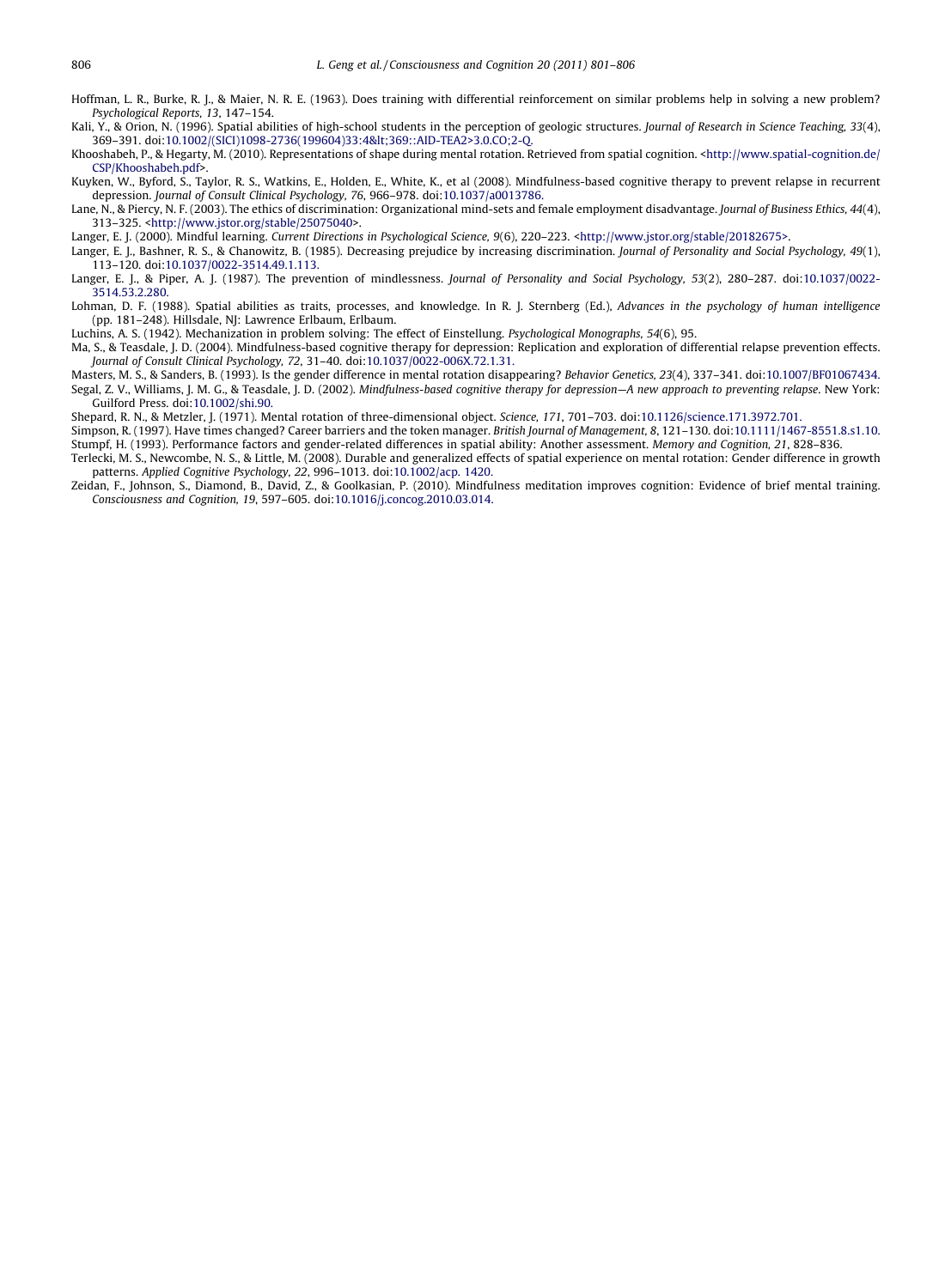Hoffman, L. R., Burke, R. J., & Maier, N. R. E. (1963). Does training with differential reinforcement on similar problems help in solving a new problem? *Psychological Reports, 13*, 147–154.

Kali, Y., & Orion, N. (1996). Spatial abilities of high-school students in the perception of geologic structures. *Journal of Research in Science Teaching, 33*(4), 369–391. doi:10.1002/(SICI)1098-2736(199604)33:4&lt;369::AID-TEA2>3.0.CO;2-Q.

Khooshabeh, P., & Hegarty, M. (2010). Representations of shape during mental rotation. Retrieved from spatial cognition. <http://www.spatial-cognition.de/CSP/Khooshabeh.pdf>.

Kuyken, W., Byford, S., Taylor, R. S., Watkins, E., Holden, E., White, K., et al (2008). Mindfulness-based cognitive therapy to prevent relapse in recurrent depression. *Journal of Consult Clinical Psychology, 76*, 966–978. doi:10.1037/a0013786.

Lane, N., & Piercy, N. F. (2003). The ethics of discrimination: Organizational mind-sets and female employment disadvantage. *Journal of Business Ethics, 44*(4), 313–325. <http://www.jstor.org/stable/25075040>.

Langer, E. J. (2000). Mindful learning. *Current Directions in Psychological Science, 9*(6), 220–223. <http://www.jstor.org/stable/20182675>.

Langer, E. J., Bashner, R. S., & Chanowitz, B. (1985). Decreasing prejudice by increasing discrimination. *Journal of Personality and Social Psychology, 49*(1), 113–120. doi:10.1037/0022-3514.49.1.113.

Langer, E. J., & Piper, A. J. (1987). The prevention of mindlessness. *Journal of Personality and Social Psychology, 53*(2), 280–287. doi:10.1037/0022-3514.53.2.280.

Lohman, D. F. (1988). Spatial abilities as traits, processes, and knowledge. In R. J. Sternberg (Ed.), *Advances in the psychology of human intelligence* (pp. 181–248). Hillsdale, NJ: Lawrence Erlbaum, Erlbaum.

Luchins, A. S. (1942). Mechanization in problem solving: The effect of Einstellung. *Psychological Monographs, 54*(6), 95.

Ma, S., & Teasdale, J. D. (2004). Mindfulness-based cognitive therapy for depression: Replication and exploration of differential relapse prevention effects. *Journal of Consult Clinical Psychology, 72*, 31–40. doi:10.1037/0022-006X.72.1.31.

Masters, M. S., & Sanders, B. (1993). Is the gender difference in mental rotation disappearing? *Behavior Genetics, 23*(4), 337–341. doi:10.1007/BF01067434.

Segal, Z. V., Williams, J. M. G., & Teasdale, J. D. (2002). *Mindfulness-based cognitive therapy for depression—A new approach to preventing relapse*. New York: Guilford Press. doi:10.1002/shi.90.

Shepard, R. N., & Metzler, J. (1971). Mental rotation of three-dimensional object. *Science, 171*, 701–703. doi:10.1126/science.171.3972.701.

Simpson, R. (1997). Have times changed? Career barriers and the token manager. *British Journal of Management, 8*, 121–130. doi:10.1111/1467-8551.8.s1.10.

Stumpf, H. (1993). Performance factors and gender-related differences in spatial ability: Another assessment. *Memory and Cognition, 21*, 828–836.

Terlecki, M. S., Newcombe, N. S., & Little, M. (2008). Durable and generalized effects of spatial experience on mental rotation: Gender difference in growth patterns. *Applied Cognitive Psychology, 22*, 996–1013. doi:10.1002/acp. 1420.

Zeidan, F., Johnson, S., Diamond, B., David, Z., & Goolkasian, P. (2010). Mindfulness meditation improves cognition: Evidence of brief mental training. *Consciousness and Cognition, 19*, 597–605. doi:10.1016/j.concog.2010.03.014.